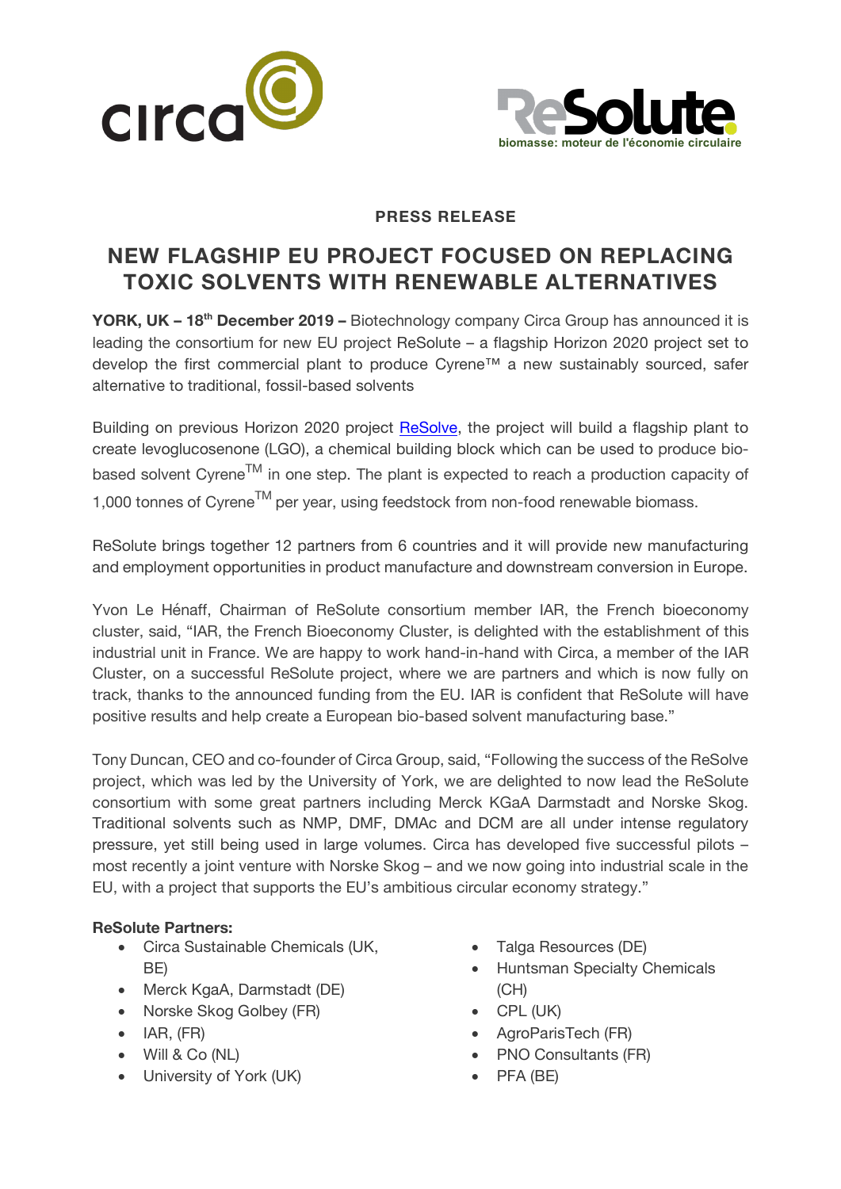circa

ReSolute
biomasse: moteur de l'économie circulaire

**PRESS RELEASE**

# NEW FLAGSHIP EU PROJECT FOCUSED ON REPLACING TOXIC SOLVENTS WITH RENEWABLE ALTERNATIVES

**YORK, UK – 18th December 2019 –** Biotechnology company Circa Group has announced it is leading the consortium for new EU project ReSolute – a flagship Horizon 2020 project set to develop the first commercial plant to produce Cyrene™ a new sustainably sourced, safer alternative to traditional, fossil-based solvents

Building on previous Horizon 2020 project ReSolve, the project will build a flagship plant to create levoglucosenone (LGO), a chemical building block which can be used to produce bio-based solvent Cyrene™ in one step. The plant is expected to reach a production capacity of 1,000 tonnes of Cyrene™ per year, using feedstock from non-food renewable biomass.

ReSolute brings together 12 partners from 6 countries and it will provide new manufacturing and employment opportunities in product manufacture and downstream conversion in Europe.

Yvon Le Hénaff, Chairman of ReSolute consortium member IAR, the French bioeconomy cluster, said, "IAR, the French Bioeconomy Cluster, is delighted with the establishment of this industrial unit in France. We are happy to work hand-in-hand with Circa, a member of the IAR Cluster, on a successful ReSolute project, where we are partners and which is now fully on track, thanks to the announced funding from the EU. IAR is confident that ReSolute will have positive results and help create a European bio-based solvent manufacturing base."

Tony Duncan, CEO and co-founder of Circa Group, said, "Following the success of the ReSolve project, which was led by the University of York, we are delighted to now lead the ReSolute consortium with some great partners including Merck KGaA Darmstadt and Norske Skog. Traditional solvents such as NMP, DMF, DMAc and DCM are all under intense regulatory pressure, yet still being used in large volumes. Circa has developed five successful pilots – most recently a joint venture with Norske Skog – and we now going into industrial scale in the EU, with a project that supports the EU's ambitious circular economy strategy."

**ReSolute Partners:**

- Circa Sustainable Chemicals (UK, BE)
- Merck KgaA, Darmstadt (DE)
- Norske Skog Golbey (FR)
- IAR, (FR)
- Will & Co (NL)
- University of York (UK)
- Talga Resources (DE)
- Huntsman Specialty Chemicals (CH)
- CPL (UK)
- AgroParisTech (FR)
- PNO Consultants (FR)
- PFA (BE)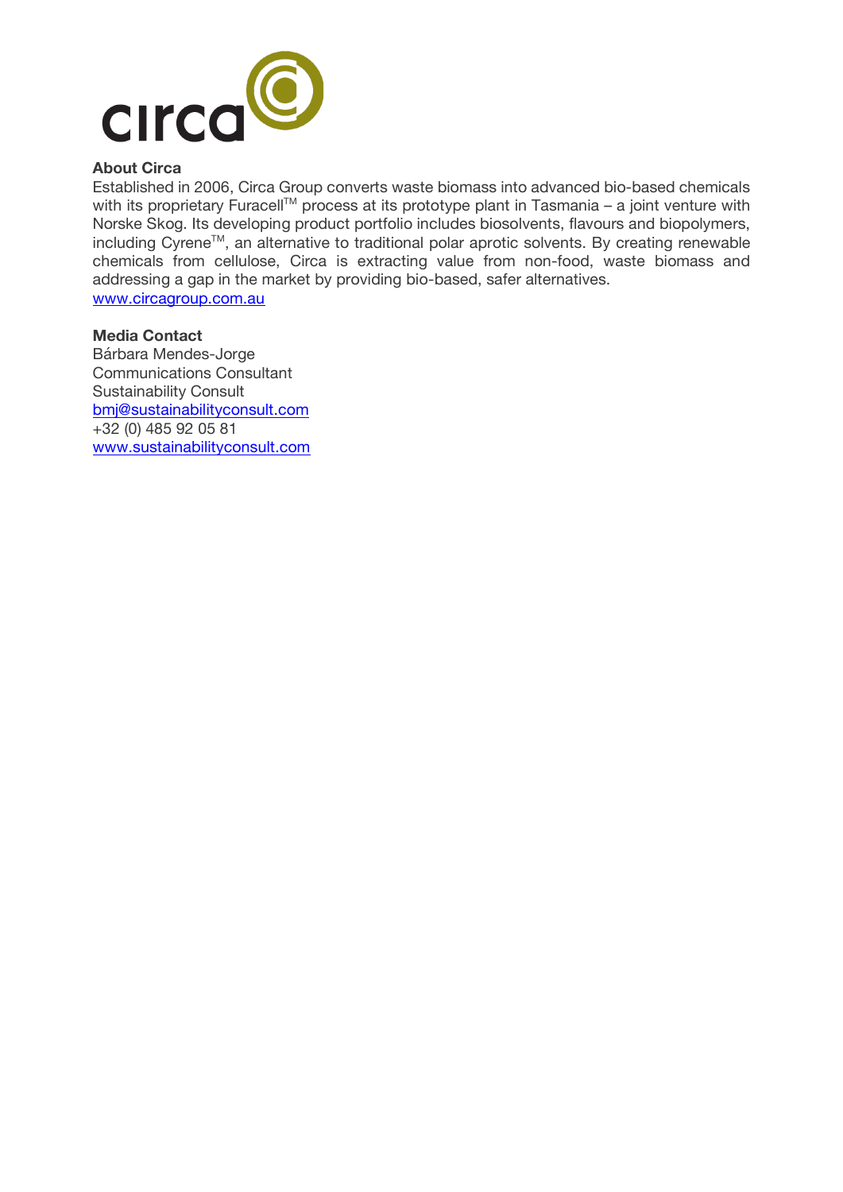**About Circa**

Established in 2006, Circa Group converts waste biomass into advanced bio-based chemicals with its proprietary Furacell™ process at its prototype plant in Tasmania – a joint venture with Norske Skog. Its developing product portfolio includes biosolvents, flavours and biopolymers, including Cyrene™, an alternative to traditional polar aprotic solvents. By creating renewable chemicals from cellulose, Circa is extracting value from non-food, waste biomass and addressing a gap in the market by providing bio-based, safer alternatives.
www.circagroup.com.au

**Media Contact**

Bárbara Mendes-Jorge
Communications Consultant
Sustainability Consult
bmj@sustainabilityconsult.com
+32 (0) 485 92 05 81
www.sustainabilityconsult.com